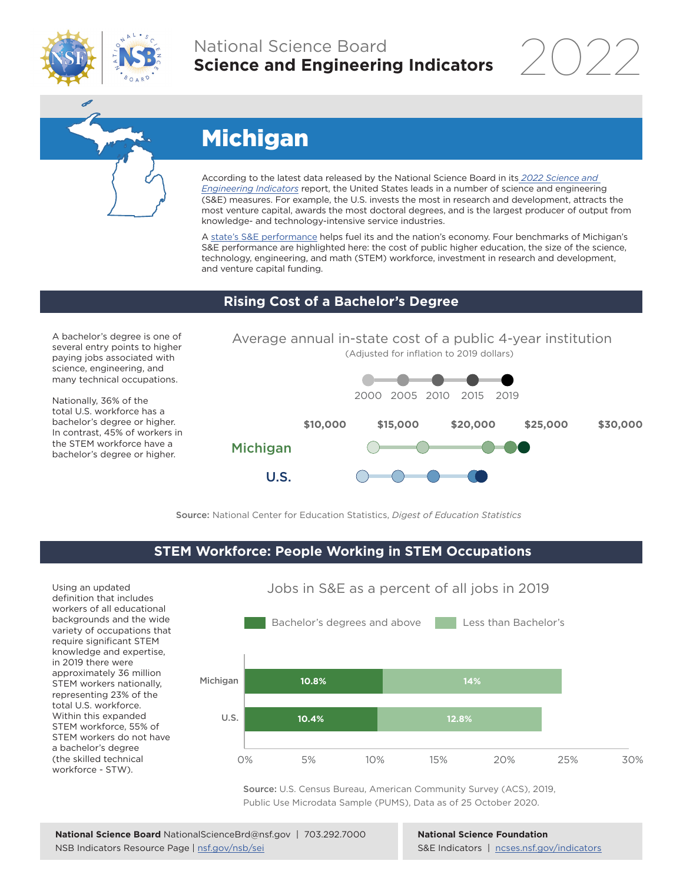National Science Board
**Science and Engineering Indicators** 2022

# Michigan

According to the latest data released by the National Science Board in its *2022 Science and Engineering Indicators* report, the United States leads in a number of science and engineering (S&E) measures. For example, the U.S. invests the most in research and development, attracts the most venture capital, awards the most doctoral degrees, and is the largest producer of output from knowledge- and technology-intensive service industries.

A state's S&E performance helps fuel its and the nation's economy. Four benchmarks of Michigan's S&E performance are highlighted here: the cost of public higher education, the size of the science, technology, engineering, and math (STEM) workforce, investment in research and development, and venture capital funding.

## Rising Cost of a Bachelor's Degree

A bachelor's degree is one of several entry points to higher paying jobs associated with science, engineering, and many technical occupations.

Nationally, 36% of the total U.S. workforce has a bachelor's degree or higher. In contrast, 45% of workers in the STEM workforce have a bachelor's degree or higher.

Average annual in-state cost of a public 4-year institution
(Adjusted for inflation to 2019 dollars)

2000 2005 2010 2015 2019

$10,000 $15,000 $20,000 $25,000 $30,000

Michigan

U.S.

**Source:** National Center for Education Statistics, *Digest of Education Statistics*

## STEM Workforce: People Working in STEM Occupations

Using an updated definition that includes workers of all educational backgrounds and the wide variety of occupations that require significant STEM knowledge and expertise, in 2019 there were approximately 36 million STEM workers nationally, representing 23% of the total U.S. workforce. Within this expanded STEM workforce, 55% of STEM workers do not have a bachelor's degree (the skilled technical workforce - STW).

Jobs in S&E as a percent of all jobs in 2019

| | Bachelor's degrees and above | Less than Bachelor's |
|---|---|---|
| Michigan | 10.8% | 14% |
| U.S. | 10.4% | 12.8% |

**Source:** U.S. Census Bureau, American Community Survey (ACS), 2019, Public Use Microdata Sample (PUMS), Data as of 25 October 2020.

**National Science Board** NationalScienceBrd@nsf.gov | 703.292.7000
NSB Indicators Resource Page | nsf.gov/nsb/sei

**National Science Foundation**
S&E Indicators | ncses.nsf.gov/indicators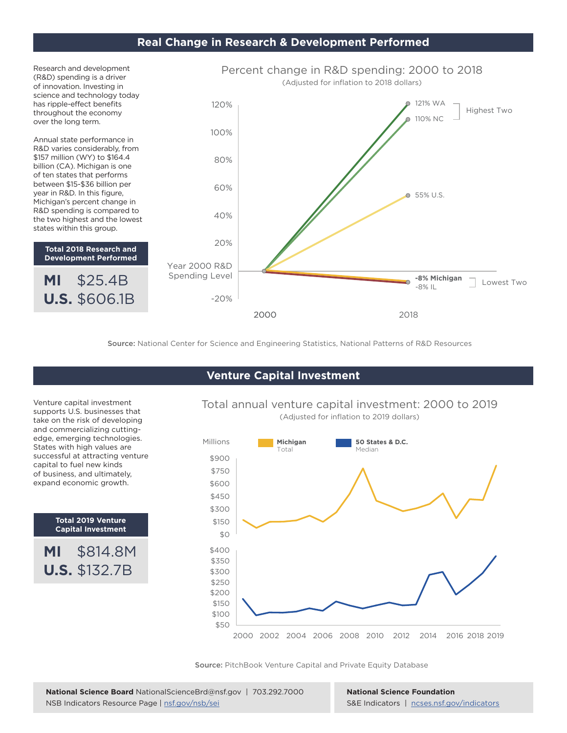## Real Change in Research & Development Performed

Research and development (R&D) spending is a driver of innovation. Investing in science and technology today has ripple-effect benefits throughout the economy over the long term.

Annual state performance in R&D varies considerably, from $157 million (WY) to $164.4 billion (CA). Michigan is one of ten states that performs between $15-$36 billion per year in R&D. In this figure, Michigan's percent change in R&D spending is compared to the two highest and the lowest states within this group.

**Total 2018 Research and Development Performed**

**MI** $25.4B
**U.S.** $606.1B

Percent change in R&D spending: 2000 to 2018
(Adjusted for inflation to 2018 dollars)

120%
100%
80%
60%
40%
20%
Year 2000 R&D Spending Level
-20%

2000
2018

121% WA
110% NC
Highest Two
55% U.S.
**-8% Michigan**
-8% IL
Lowest Two

**Source:** National Center for Science and Engineering Statistics, National Patterns of R&D Resources

## Venture Capital Investment

Venture capital investment supports U.S. businesses that take on the risk of developing and commercializing cutting-edge, emerging technologies. States with high values are successful at attracting venture capital to fuel new kinds of business, and ultimately, expand economic growth.

**Total 2019 Venture Capital Investment**

**MI** $814.8M
**U.S.** $132.7B

Total annual venture capital investment: 2000 to 2019
(Adjusted for inflation to 2019 dollars)

Millions
**Michigan** Total
**50 States & D.C.** Median

$900
$750
$600
$450
$300
$150
$0

$400
$350
$300
$250
$200
$150
$100
$50

2000 2002 2004 2006 2008 2010 2012 2014 2016 2018 2019

**Source:** PitchBook Venture Capital and Private Equity Database

**National Science Board** NationalScienceBrd@nsf.gov | 703.292.7000
NSB Indicators Resource Page | nsf.gov/nsb/sei

**National Science Foundation**
S&E Indicators | ncses.nsf.gov/indicators